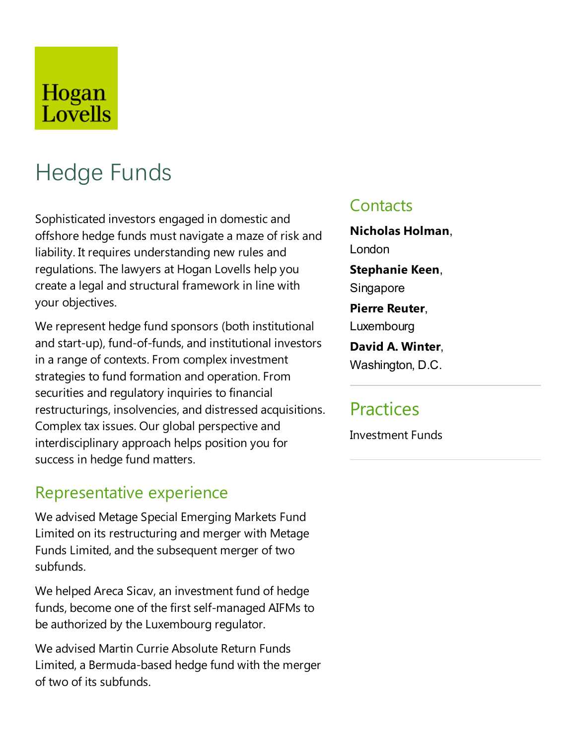Hogan Lovells

# Hedge Funds

Sophisticated investors engaged in domestic and offshore hedge funds must navigate a maze of risk and liability. It requires understanding new rules and regulations. The lawyers at Hogan Lovells help you create a legal and structural framework in line with your objectives.

We represent hedge fund sponsors (both institutional and start-up), fund-of-funds, and institutional investors in a range of contexts. From complex investment strategies to fund formation and operation. From securities and regulatory inquiries to financial restructurings, insolvencies, and distressed acquisitions. Complex tax issues. Our global perspective and interdisciplinary approach helps position you for success in hedge fund matters.

## Representative experience

We advised Metage Special Emerging Markets Fund Limited on its restructuring and merger with Metage Funds Limited, and the subsequent merger of two subfunds.

We helped Areca Sicav, an investment fund of hedge funds, become one of the first self-managed AIFMs to be authorized by the Luxembourg regulator.

We advised Martin Currie Absolute Return Funds Limited, a Bermuda-based hedge fund with the merger of two of its subfunds.

## Contacts

**Nicholas Holman**, London

**Stephanie Keen**, Singapore

**Pierre Reuter**, Luxembourg

**David A. Winter**, Washington, D.C.

## Practices

Investment Funds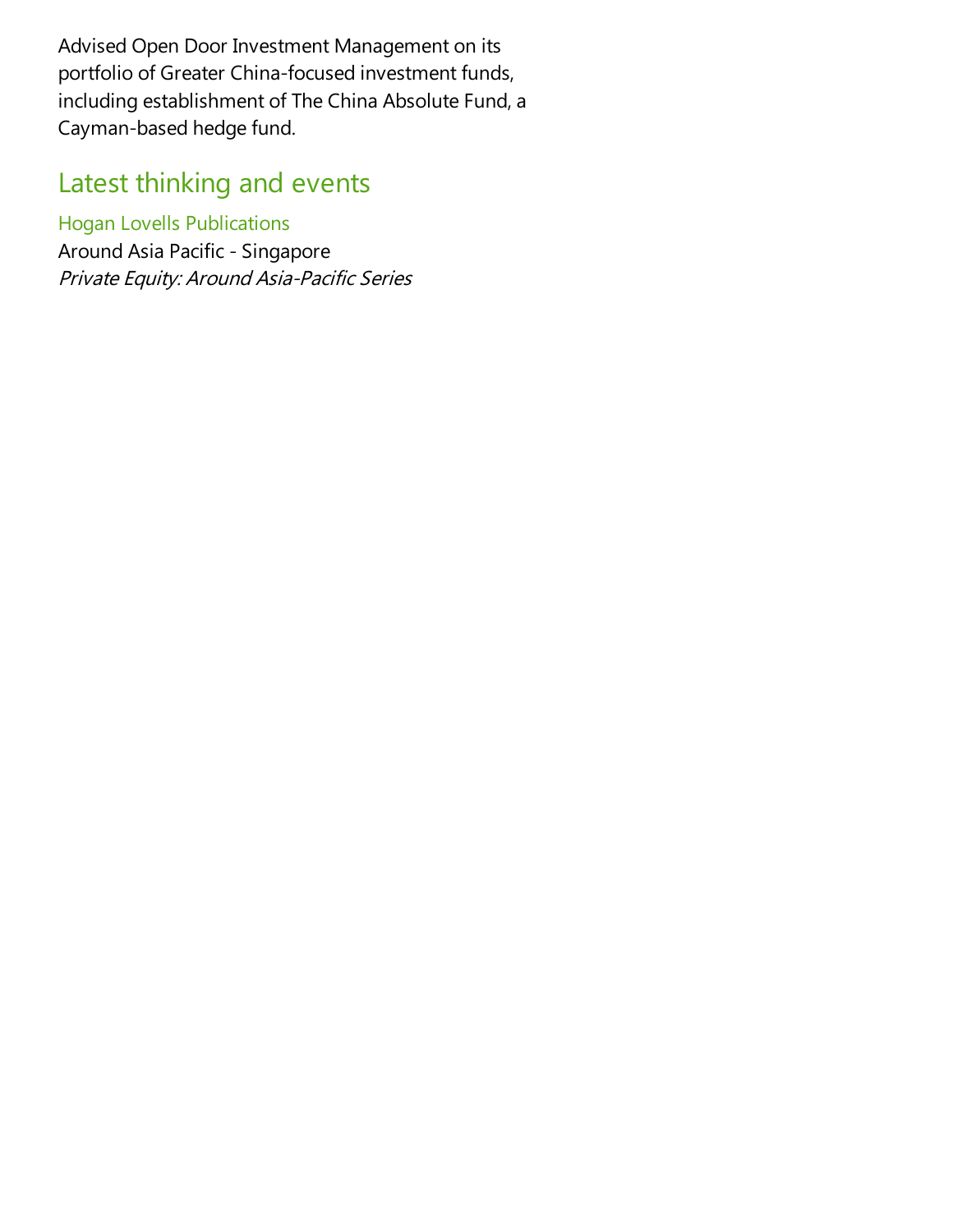Advised Open Door Investment Management on its portfolio of Greater China-focused investment funds, including establishment of The China Absolute Fund, a Cayman-based hedge fund.

## Latest thinking and events

### Hogan Lovells Publications

Around Asia Pacific - Singapore

*Private Equity: Around Asia-Pacific Series*